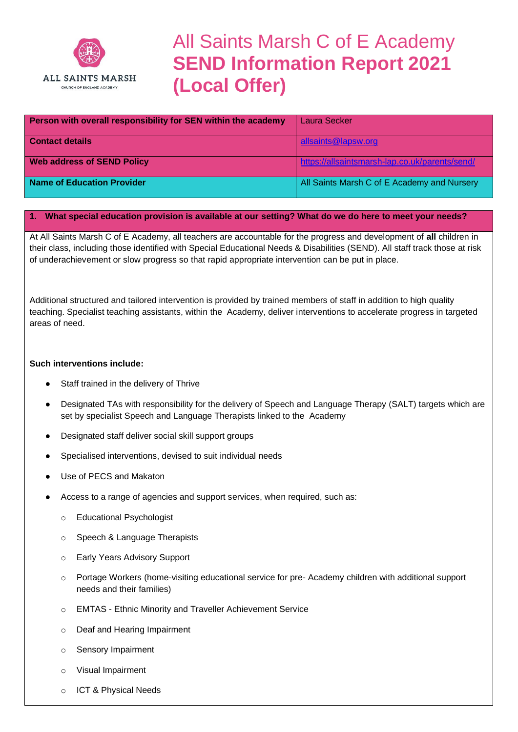# All Saints Marsh C of E Academy
# **SEND Information Report 2021 (Local Offer)**

| Person with overall responsibility for SEN within the academy | Laura Secker |
|---|---|
| **Contact details** | allsaints@lapsw.org |
| **Web address of SEND Policy** | https://allsaintsmarsh-lap.co.uk/parents/send/ |
| **Name of Education Provider** | All Saints Marsh C of E Academy and Nursery |

## 1. What special education provision is available at our setting? What do we do here to meet your needs?

At All Saints Marsh C of E Academy, all teachers are accountable for the progress and development of **all** children in their class, including those identified with Special Educational Needs & Disabilities (SEND). All staff track those at risk of underachievement or slow progress so that rapid appropriate intervention can be put in place.

Additional structured and tailored intervention is provided by trained members of staff in addition to high quality teaching. Specialist teaching assistants, within the Academy, deliver interventions to accelerate progress in targeted areas of need.

**Such interventions include:**

- Staff trained in the delivery of Thrive
- Designated TAs with responsibility for the delivery of Speech and Language Therapy (SALT) targets which are set by specialist Speech and Language Therapists linked to the Academy
- Designated staff deliver social skill support groups
- Specialised interventions, devised to suit individual needs
- Use of PECS and Makaton
- Access to a range of agencies and support services, when required, such as:
  - Educational Psychologist
  - Speech & Language Therapists
  - Early Years Advisory Support
  - Portage Workers (home-visiting educational service for pre- Academy children with additional support needs and their families)
  - EMTAS - Ethnic Minority and Traveller Achievement Service
  - Deaf and Hearing Impairment
  - Sensory Impairment
  - Visual Impairment
  - ICT & Physical Needs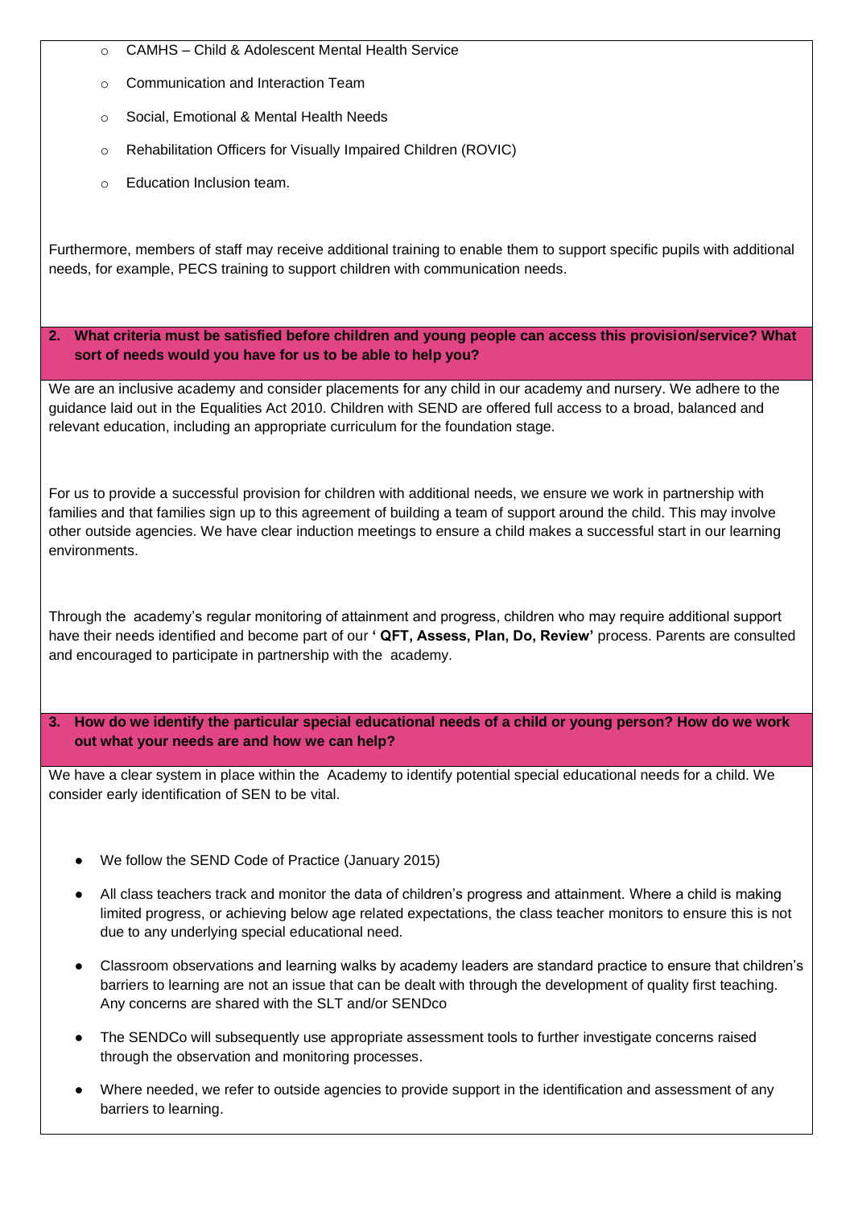- CAMHS – Child & Adolescent Mental Health Service
- Communication and Interaction Team
- Social, Emotional & Mental Health Needs
- Rehabilitation Officers for Visually Impaired Children (ROVIC)
- Education Inclusion team.

Furthermore, members of staff may receive additional training to enable them to support specific pupils with additional needs, for example, PECS training to support children with communication needs.

### 2. What criteria must be satisfied before children and young people can access this provision/service? What sort of needs would you have for us to be able to help you?

We are an inclusive academy and consider placements for any child in our academy and nursery. We adhere to the guidance laid out in the Equalities Act 2010. Children with SEND are offered full access to a broad, balanced and relevant education, including an appropriate curriculum for the foundation stage.

For us to provide a successful provision for children with additional needs, we ensure we work in partnership with families and that families sign up to this agreement of building a team of support around the child. This may involve other outside agencies. We have clear induction meetings to ensure a child makes a successful start in our learning environments.

Through the academy's regular monitoring of attainment and progress, children who may require additional support have their needs identified and become part of our **' QFT, Assess, Plan, Do, Review'** process. Parents are consulted and encouraged to participate in partnership with the academy.

### 3. How do we identify the particular special educational needs of a child or young person? How do we work out what your needs are and how we can help?

We have a clear system in place within the Academy to identify potential special educational needs for a child. We consider early identification of SEN to be vital.

- We follow the SEND Code of Practice (January 2015)
- All class teachers track and monitor the data of children's progress and attainment. Where a child is making limited progress, or achieving below age related expectations, the class teacher monitors to ensure this is not due to any underlying special educational need.
- Classroom observations and learning walks by academy leaders are standard practice to ensure that children's barriers to learning are not an issue that can be dealt with through the development of quality first teaching. Any concerns are shared with the SLT and/or SENDco
- The SENDCo will subsequently use appropriate assessment tools to further investigate concerns raised through the observation and monitoring processes.
- Where needed, we refer to outside agencies to provide support in the identification and assessment of any barriers to learning.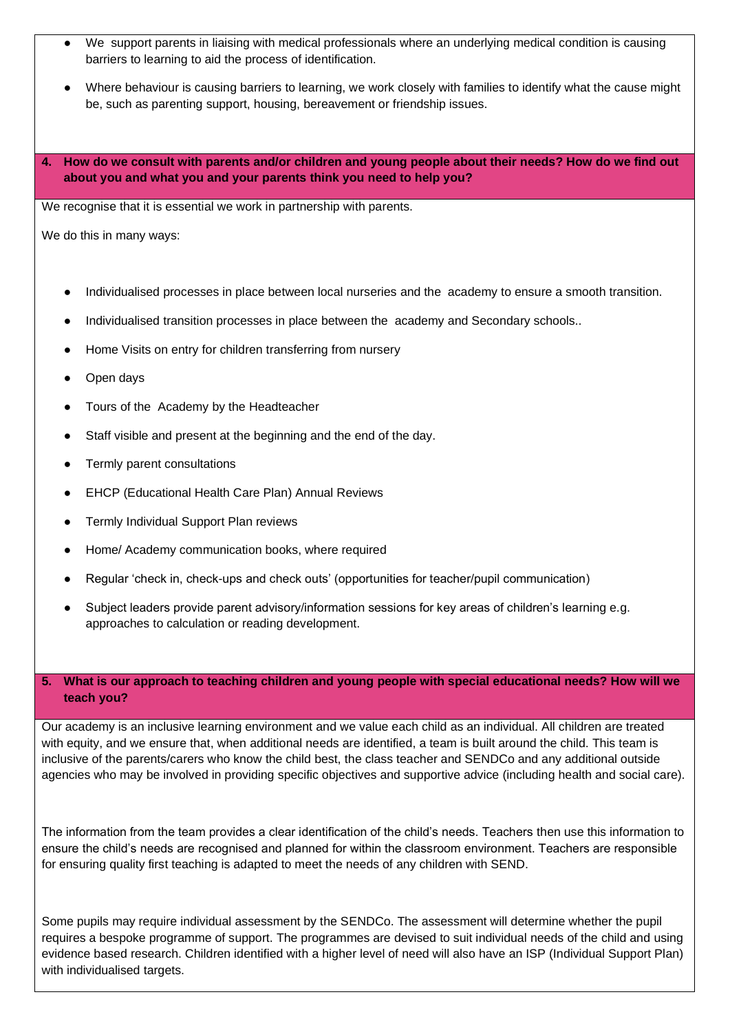- We support parents in liaising with medical professionals where an underlying medical condition is causing barriers to learning to aid the process of identification.
- Where behaviour is causing barriers to learning, we work closely with families to identify what the cause might be, such as parenting support, housing, bereavement or friendship issues.

## 4. How do we consult with parents and/or children and young people about their needs? How do we find out about you and what you and your parents think you need to help you?

We recognise that it is essential we work in partnership with parents.

We do this in many ways:

- Individualised processes in place between local nurseries and the academy to ensure a smooth transition.
- Individualised transition processes in place between the academy and Secondary schools..
- Home Visits on entry for children transferring from nursery
- Open days
- Tours of the Academy by the Headteacher
- Staff visible and present at the beginning and the end of the day.
- Termly parent consultations
- EHCP (Educational Health Care Plan) Annual Reviews
- Termly Individual Support Plan reviews
- Home/ Academy communication books, where required
- Regular 'check in, check-ups and check outs' (opportunities for teacher/pupil communication)
- Subject leaders provide parent advisory/information sessions for key areas of children's learning e.g. approaches to calculation or reading development.

## 5. What is our approach to teaching children and young people with special educational needs? How will we teach you?

Our academy is an inclusive learning environment and we value each child as an individual. All children are treated with equity, and we ensure that, when additional needs are identified, a team is built around the child. This team is inclusive of the parents/carers who know the child best, the class teacher and SENDCo and any additional outside agencies who may be involved in providing specific objectives and supportive advice (including health and social care).

The information from the team provides a clear identification of the child's needs. Teachers then use this information to ensure the child's needs are recognised and planned for within the classroom environment. Teachers are responsible for ensuring quality first teaching is adapted to meet the needs of any children with SEND.

Some pupils may require individual assessment by the SENDCo. The assessment will determine whether the pupil requires a bespoke programme of support. The programmes are devised to suit individual needs of the child and using evidence based research. Children identified with a higher level of need will also have an ISP (Individual Support Plan) with individualised targets.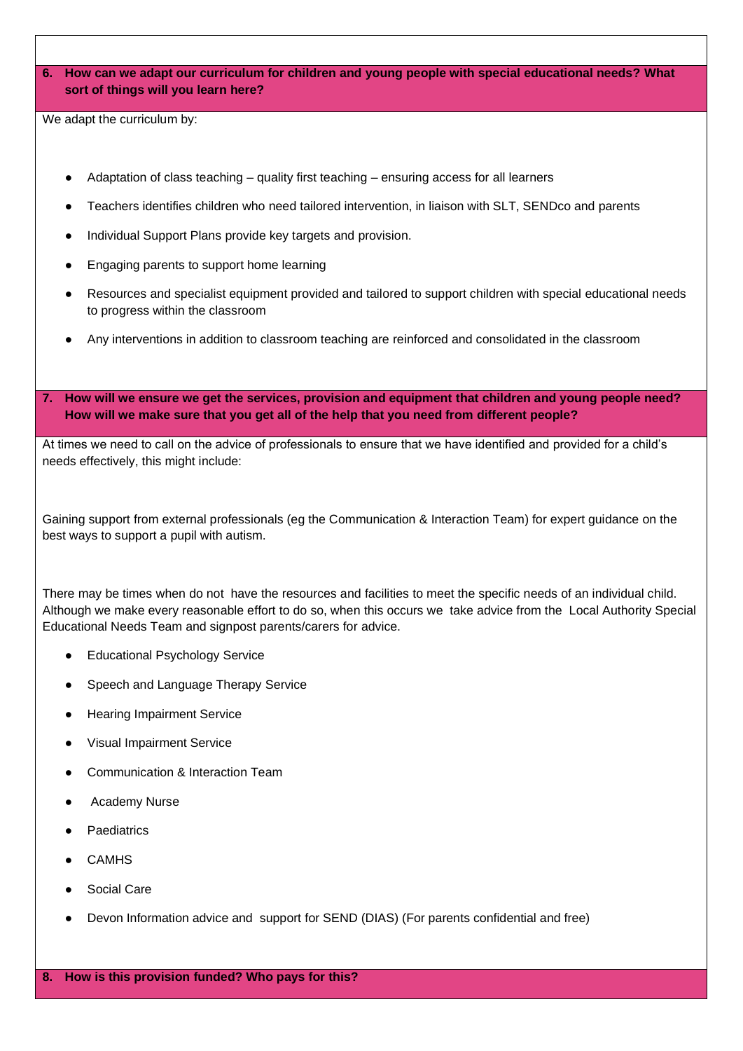**6. How can we adapt our curriculum for children and young people with special educational needs? What sort of things will you learn here?**

We adapt the curriculum by:

- Adaptation of class teaching – quality first teaching – ensuring access for all learners
- Teachers identifies children who need tailored intervention, in liaison with SLT, SENDco and parents
- Individual Support Plans provide key targets and provision.
- Engaging parents to support home learning
- Resources and specialist equipment provided and tailored to support children with special educational needs to progress within the classroom
- Any interventions in addition to classroom teaching are reinforced and consolidated in the classroom

**7. How will we ensure we get the services, provision and equipment that children and young people need? How will we make sure that you get all of the help that you need from different people?**

At times we need to call on the advice of professionals to ensure that we have identified and provided for a child's needs effectively, this might include:

Gaining support from external professionals (eg the Communication & Interaction Team) for expert guidance on the best ways to support a pupil with autism.

There may be times when do not have the resources and facilities to meet the specific needs of an individual child. Although we make every reasonable effort to do so, when this occurs we take advice from the Local Authority Special Educational Needs Team and signpost parents/carers for advice.

- Educational Psychology Service
- Speech and Language Therapy Service
- Hearing Impairment Service
- Visual Impairment Service
- Communication & Interaction Team
- Academy Nurse
- Paediatrics
- CAMHS
- Social Care
- Devon Information advice and support for SEND (DIAS) (For parents confidential and free)

**8. How is this provision funded? Who pays for this?**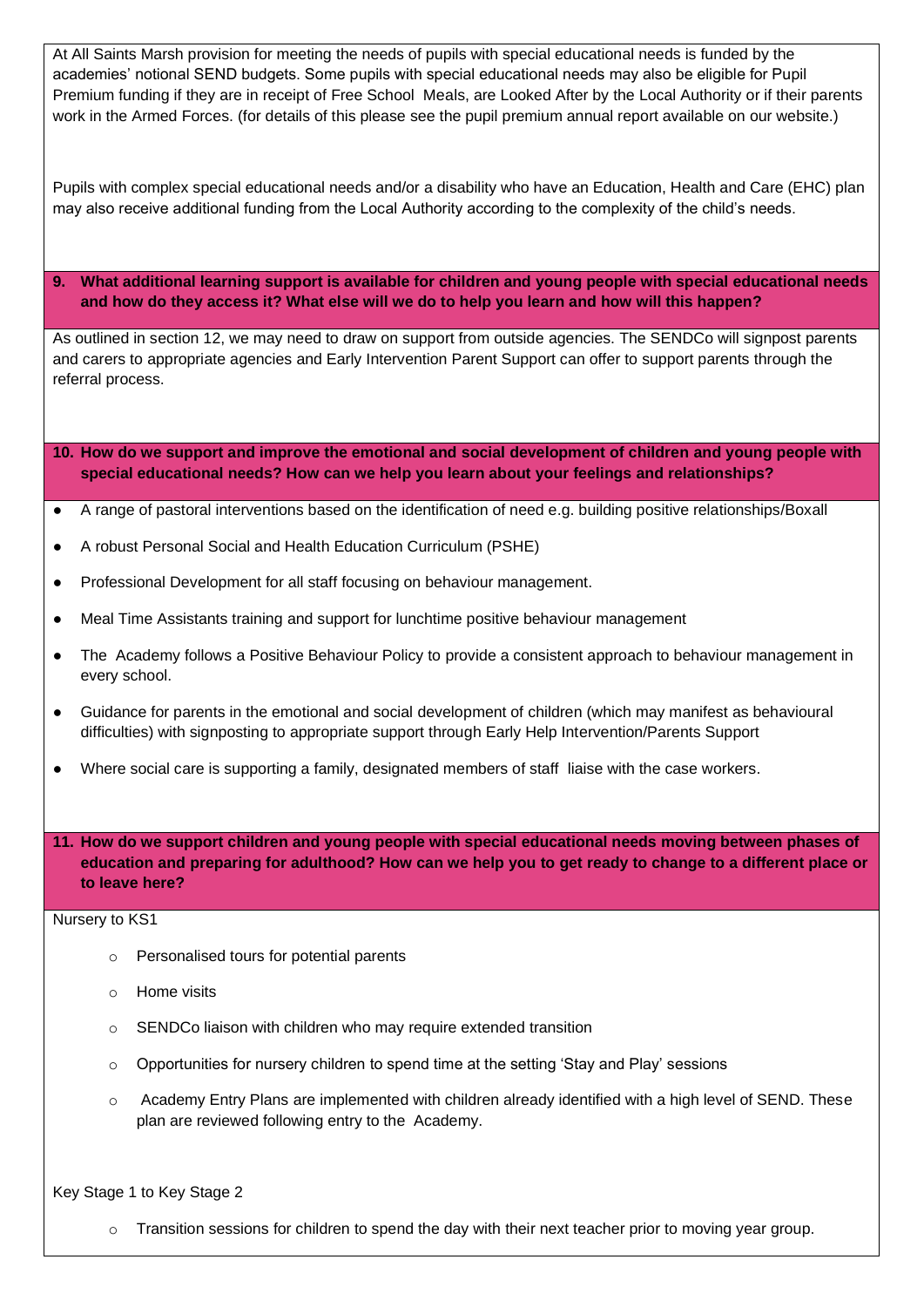At All Saints Marsh provision for meeting the needs of pupils with special educational needs is funded by the academies' notional SEND budgets. Some pupils with special educational needs may also be eligible for Pupil Premium funding if they are in receipt of Free School Meals, are Looked After by the Local Authority or if their parents work in the Armed Forces. (for details of this please see the pupil premium annual report available on our website.)

Pupils with complex special educational needs and/or a disability who have an Education, Health and Care (EHC) plan may also receive additional funding from the Local Authority according to the complexity of the child's needs.

**9. What additional learning support is available for children and young people with special educational needs and how do they access it? What else will we do to help you learn and how will this happen?**

As outlined in section 12, we may need to draw on support from outside agencies. The SENDCo will signpost parents and carers to appropriate agencies and Early Intervention Parent Support can offer to support parents through the referral process.

**10. How do we support and improve the emotional and social development of children and young people with special educational needs? How can we help you learn about your feelings and relationships?**

- A range of pastoral interventions based on the identification of need e.g. building positive relationships/Boxall
- A robust Personal Social and Health Education Curriculum (PSHE)
- Professional Development for all staff focusing on behaviour management.
- Meal Time Assistants training and support for lunchtime positive behaviour management
- The Academy follows a Positive Behaviour Policy to provide a consistent approach to behaviour management in every school.
- Guidance for parents in the emotional and social development of children (which may manifest as behavioural difficulties) with signposting to appropriate support through Early Help Intervention/Parents Support
- Where social care is supporting a family, designated members of staff liaise with the case workers.

**11. How do we support children and young people with special educational needs moving between phases of education and preparing for adulthood? How can we help you to get ready to change to a different place or to leave here?**

Nursery to KS1

- Personalised tours for potential parents
- Home visits
- SENDCo liaison with children who may require extended transition
- Opportunities for nursery children to spend time at the setting 'Stay and Play' sessions
- Academy Entry Plans are implemented with children already identified with a high level of SEND. These plan are reviewed following entry to the Academy.

Key Stage 1 to Key Stage 2

- Transition sessions for children to spend the day with their next teacher prior to moving year group.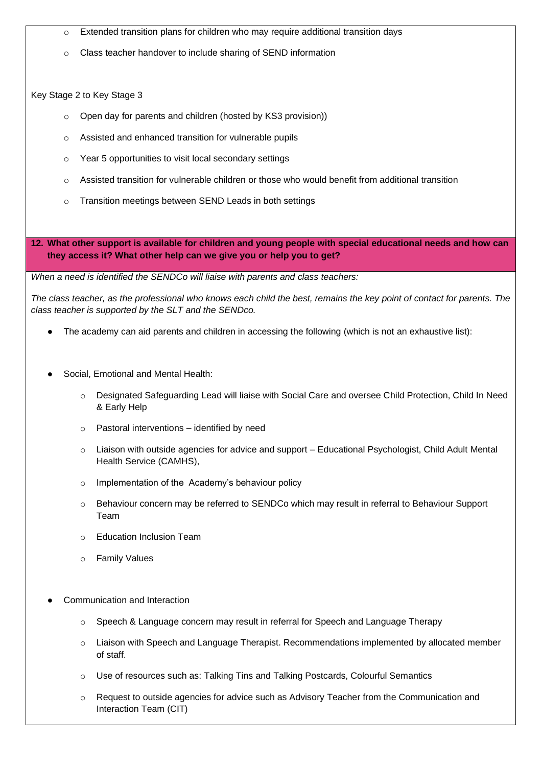- Extended transition plans for children who may require additional transition days
- Class teacher handover to include sharing of SEND information

Key Stage 2 to Key Stage 3

- Open day for parents and children (hosted by KS3 provision))
- Assisted and enhanced transition for vulnerable pupils
- Year 5 opportunities to visit local secondary settings
- Assisted transition for vulnerable children or those who would benefit from additional transition
- Transition meetings between SEND Leads in both settings

## 12. What other support is available for children and young people with special educational needs and how can they access it? What other help can we give you or help you to get?

*When a need is identified the SENDCo will liaise with parents and class teachers:*

*The class teacher, as the professional who knows each child the best, remains the key point of contact for parents. The class teacher is supported by the SLT and the SENDco.*

- The academy can aid parents and children in accessing the following (which is not an exhaustive list):

- Social, Emotional and Mental Health:
    - Designated Safeguarding Lead will liaise with Social Care and oversee Child Protection, Child In Need & Early Help
    - Pastoral interventions – identified by need
    - Liaison with outside agencies for advice and support – Educational Psychologist, Child Adult Mental Health Service (CAMHS),
    - Implementation of the Academy's behaviour policy
    - Behaviour concern may be referred to SENDCo which may result in referral to Behaviour Support Team
    - Education Inclusion Team
    - Family Values

- Communication and Interaction
    - Speech & Language concern may result in referral for Speech and Language Therapy
    - Liaison with Speech and Language Therapist. Recommendations implemented by allocated member of staff.
    - Use of resources such as: Talking Tins and Talking Postcards, Colourful Semantics
    - Request to outside agencies for advice such as Advisory Teacher from the Communication and Interaction Team (CIT)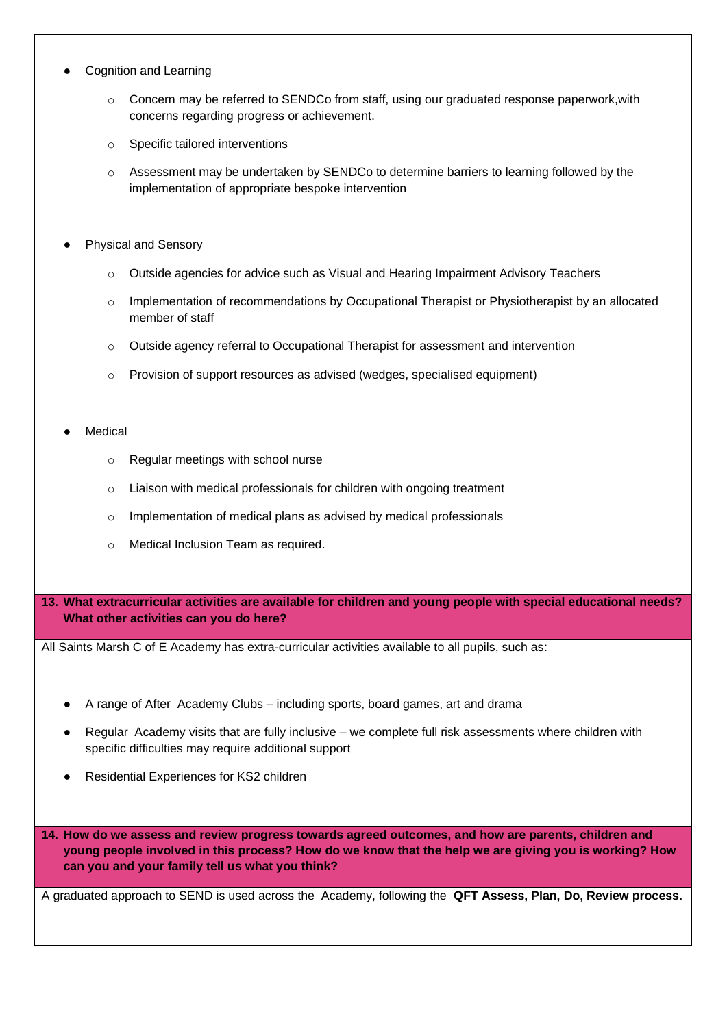- Cognition and Learning
  - Concern may be referred to SENDCo from staff, using our graduated response paperwork,with concerns regarding progress or achievement.
  - Specific tailored interventions
  - Assessment may be undertaken by SENDCo to determine barriers to learning followed by the implementation of appropriate bespoke intervention

- Physical and Sensory
  - Outside agencies for advice such as Visual and Hearing Impairment Advisory Teachers
  - Implementation of recommendations by Occupational Therapist or Physiotherapist by an allocated member of staff
  - Outside agency referral to Occupational Therapist for assessment and intervention
  - Provision of support resources as advised (wedges, specialised equipment)

- Medical
  - Regular meetings with school nurse
  - Liaison with medical professionals for children with ongoing treatment
  - Implementation of medical plans as advised by medical professionals
  - Medical Inclusion Team as required.

**13. What extracurricular activities are available for children and young people with special educational needs? What other activities can you do here?**

All Saints Marsh C of E Academy has extra-curricular activities available to all pupils, such as:

- A range of After Academy Clubs – including sports, board games, art and drama
- Regular Academy visits that are fully inclusive – we complete full risk assessments where children with specific difficulties may require additional support
- Residential Experiences for KS2 children

**14. How do we assess and review progress towards agreed outcomes, and how are parents, children and young people involved in this process? How do we know that the help we are giving you is working? How can you and your family tell us what you think?**

A graduated approach to SEND is used across the Academy, following the **QFT Assess, Plan, Do, Review process.**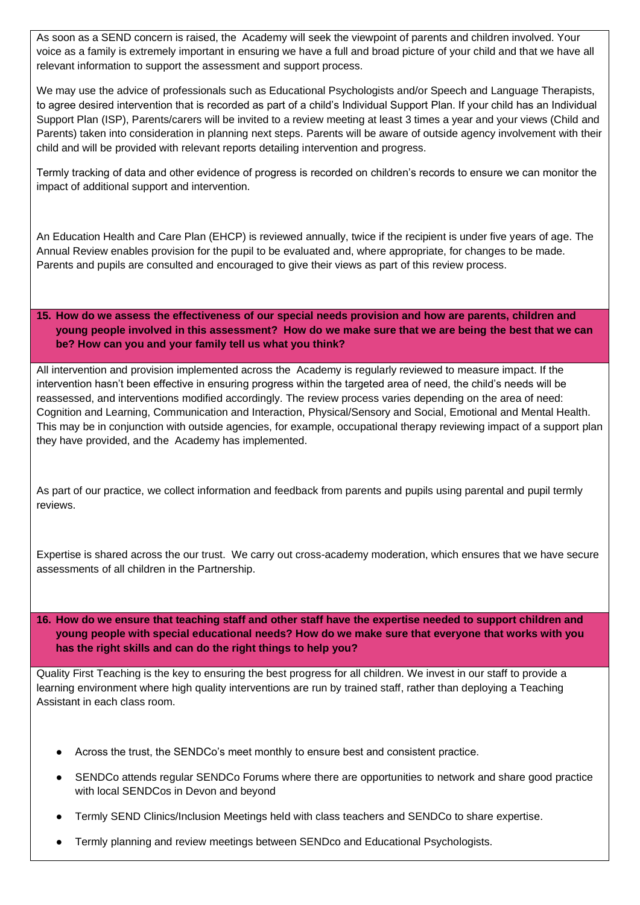As soon as a SEND concern is raised, the Academy will seek the viewpoint of parents and children involved. Your voice as a family is extremely important in ensuring we have a full and broad picture of your child and that we have all relevant information to support the assessment and support process.

We may use the advice of professionals such as Educational Psychologists and/or Speech and Language Therapists, to agree desired intervention that is recorded as part of a child's Individual Support Plan. If your child has an Individual Support Plan (ISP), Parents/carers will be invited to a review meeting at least 3 times a year and your views (Child and Parents) taken into consideration in planning next steps. Parents will be aware of outside agency involvement with their child and will be provided with relevant reports detailing intervention and progress.

Termly tracking of data and other evidence of progress is recorded on children's records to ensure we can monitor the impact of additional support and intervention.

An Education Health and Care Plan (EHCP) is reviewed annually, twice if the recipient is under five years of age. The Annual Review enables provision for the pupil to be evaluated and, where appropriate, for changes to be made. Parents and pupils are consulted and encouraged to give their views as part of this review process.

### 15. How do we assess the effectiveness of our special needs provision and how are parents, children and young people involved in this assessment? How do we make sure that we are being the best that we can be? How can you and your family tell us what you think?

All intervention and provision implemented across the Academy is regularly reviewed to measure impact. If the intervention hasn't been effective in ensuring progress within the targeted area of need, the child's needs will be reassessed, and interventions modified accordingly. The review process varies depending on the area of need: Cognition and Learning, Communication and Interaction, Physical/Sensory and Social, Emotional and Mental Health. This may be in conjunction with outside agencies, for example, occupational therapy reviewing impact of a support plan they have provided, and the Academy has implemented.

As part of our practice, we collect information and feedback from parents and pupils using parental and pupil termly reviews.

Expertise is shared across the our trust. We carry out cross-academy moderation, which ensures that we have secure assessments of all children in the Partnership.

### 16. How do we ensure that teaching staff and other staff have the expertise needed to support children and young people with special educational needs? How do we make sure that everyone that works with you has the right skills and can do the right things to help you?

Quality First Teaching is the key to ensuring the best progress for all children. We invest in our staff to provide a learning environment where high quality interventions are run by trained staff, rather than deploying a Teaching Assistant in each class room.

- Across the trust, the SENDCo's meet monthly to ensure best and consistent practice.
- SENDCo attends regular SENDCo Forums where there are opportunities to network and share good practice with local SENDCos in Devon and beyond
- Termly SEND Clinics/Inclusion Meetings held with class teachers and SENDCo to share expertise.
- Termly planning and review meetings between SENDco and Educational Psychologists.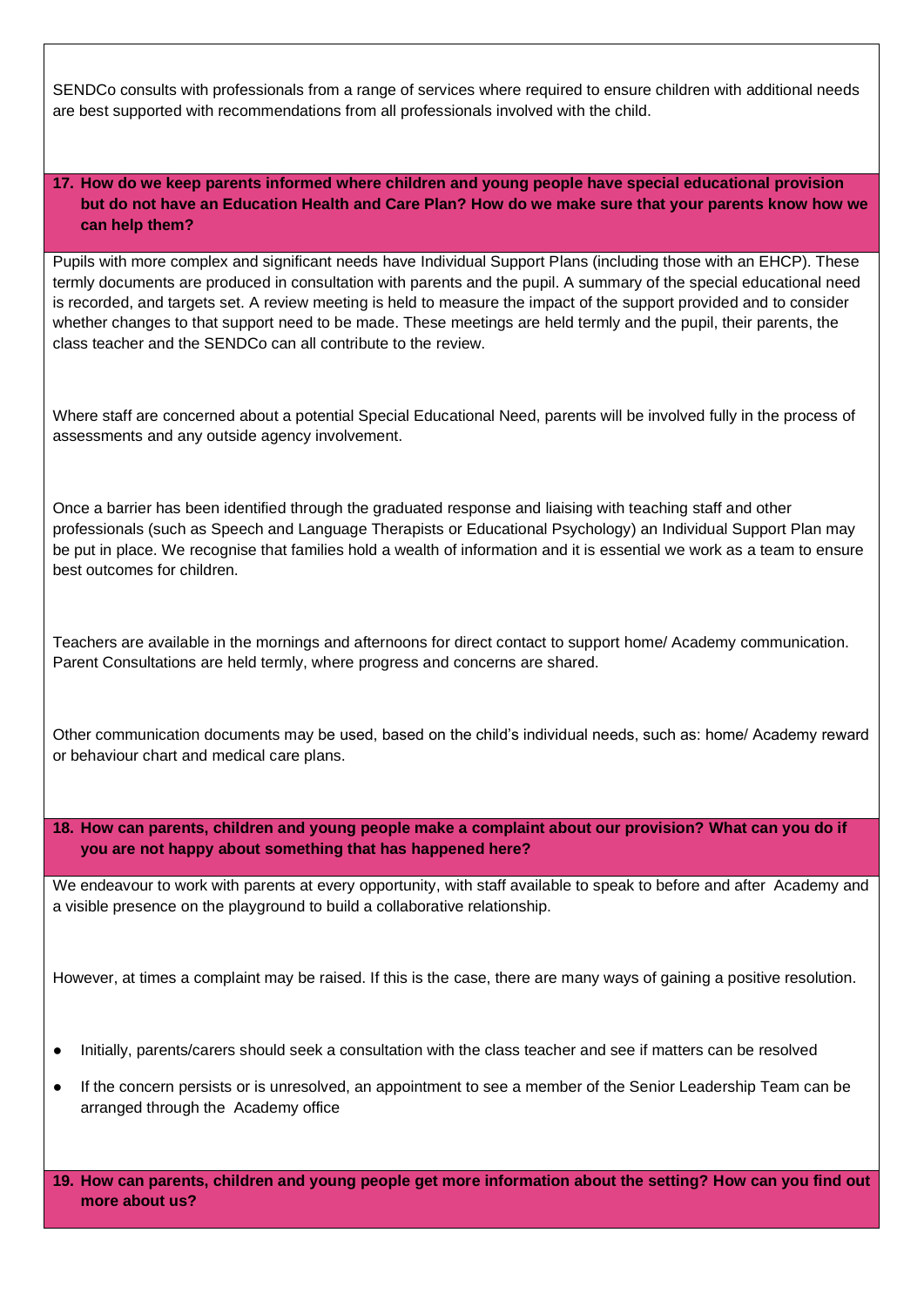SENDCo consults with professionals from a range of services where required to ensure children with additional needs are best supported with recommendations from all professionals involved with the child.

**17. How do we keep parents informed where children and young people have special educational provision but do not have an Education Health and Care Plan? How do we make sure that your parents know how we can help them?**

Pupils with more complex and significant needs have Individual Support Plans (including those with an EHCP). These termly documents are produced in consultation with parents and the pupil. A summary of the special educational need is recorded, and targets set. A review meeting is held to measure the impact of the support provided and to consider whether changes to that support need to be made. These meetings are held termly and the pupil, their parents, the class teacher and the SENDCo can all contribute to the review.

Where staff are concerned about a potential Special Educational Need, parents will be involved fully in the process of assessments and any outside agency involvement.

Once a barrier has been identified through the graduated response and liaising with teaching staff and other professionals (such as Speech and Language Therapists or Educational Psychology) an Individual Support Plan may be put in place. We recognise that families hold a wealth of information and it is essential we work as a team to ensure best outcomes for children.

Teachers are available in the mornings and afternoons for direct contact to support home/ Academy communication. Parent Consultations are held termly, where progress and concerns are shared.

Other communication documents may be used, based on the child's individual needs, such as: home/ Academy reward or behaviour chart and medical care plans.

**18. How can parents, children and young people make a complaint about our provision? What can you do if you are not happy about something that has happened here?**

We endeavour to work with parents at every opportunity, with staff available to speak to before and after Academy and a visible presence on the playground to build a collaborative relationship.

However, at times a complaint may be raised. If this is the case, there are many ways of gaining a positive resolution.

- Initially, parents/carers should seek a consultation with the class teacher and see if matters can be resolved
- If the concern persists or is unresolved, an appointment to see a member of the Senior Leadership Team can be arranged through the Academy office

**19. How can parents, children and young people get more information about the setting? How can you find out more about us?**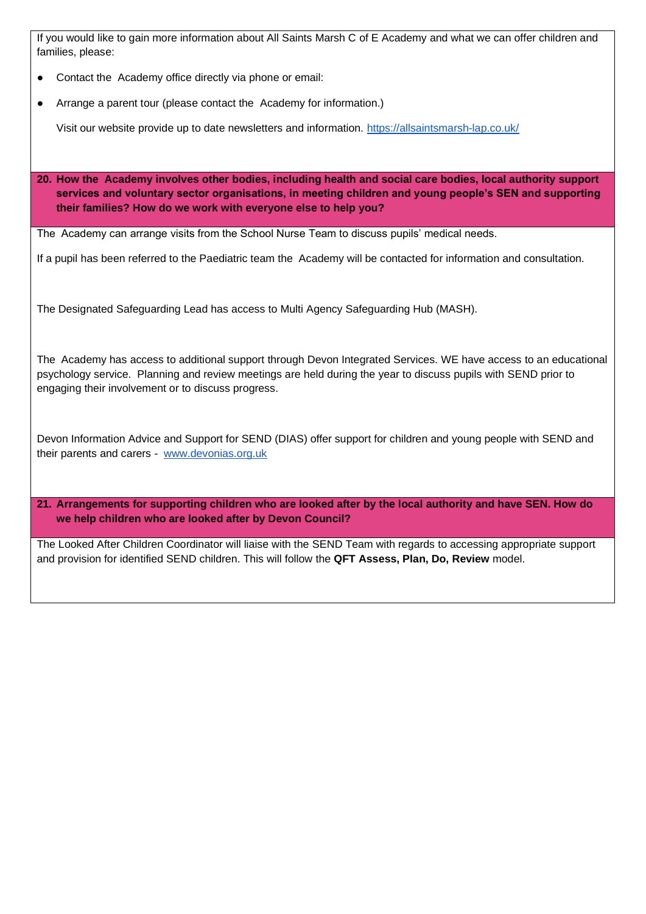If you would like to gain more information about All Saints Marsh C of E Academy and what we can offer children and families, please:

- Contact the Academy office directly via phone or email:
- Arrange a parent tour (please contact the Academy for information.)

  Visit our website provide up to date newsletters and information. https://allsaintsmarsh-lap.co.uk/

**20. How the Academy involves other bodies, including health and social care bodies, local authority support services and voluntary sector organisations, in meeting children and young people's SEN and supporting their families? How do we work with everyone else to help you?**

The Academy can arrange visits from the School Nurse Team to discuss pupils' medical needs.

If a pupil has been referred to the Paediatric team the Academy will be contacted for information and consultation.

The Designated Safeguarding Lead has access to Multi Agency Safeguarding Hub (MASH).

The Academy has access to additional support through Devon Integrated Services. WE have access to an educational psychology service. Planning and review meetings are held during the year to discuss pupils with SEND prior to engaging their involvement or to discuss progress.

Devon Information Advice and Support for SEND (DIAS) offer support for children and young people with SEND and their parents and carers - www.devonias.org.uk

**21. Arrangements for supporting children who are looked after by the local authority and have SEN. How do we help children who are looked after by Devon Council?**

The Looked After Children Coordinator will liaise with the SEND Team with regards to accessing appropriate support and provision for identified SEND children. This will follow the **QFT Assess, Plan, Do, Review** model.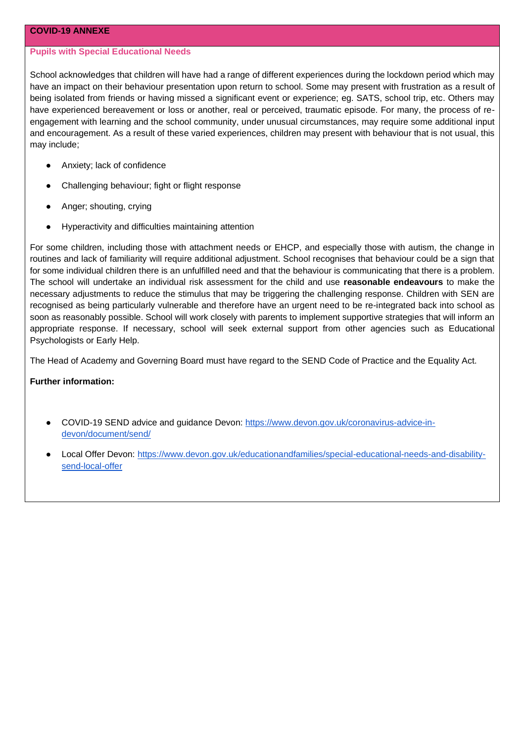## COVID-19 ANNEXE

### Pupils with Special Educational Needs

School acknowledges that children will have had a range of different experiences during the lockdown period which may have an impact on their behaviour presentation upon return to school. Some may present with frustration as a result of being isolated from friends or having missed a significant event or experience; eg. SATS, school trip, etc. Others may have experienced bereavement or loss or another, real or perceived, traumatic episode. For many, the process of re-engagement with learning and the school community, under unusual circumstances, may require some additional input and encouragement. As a result of these varied experiences, children may present with behaviour that is not usual, this may include;

- Anxiety; lack of confidence
- Challenging behaviour; fight or flight response
- Anger; shouting, crying
- Hyperactivity and difficulties maintaining attention

For some children, including those with attachment needs or EHCP, and especially those with autism, the change in routines and lack of familiarity will require additional adjustment. School recognises that behaviour could be a sign that for some individual children there is an unfulfilled need and that the behaviour is communicating that there is a problem. The school will undertake an individual risk assessment for the child and use **reasonable endeavours** to make the necessary adjustments to reduce the stimulus that may be triggering the challenging response. Children with SEN are recognised as being particularly vulnerable and therefore have an urgent need to be re-integrated back into school as soon as reasonably possible. School will work closely with parents to implement supportive strategies that will inform an appropriate response. If necessary, school will seek external support from other agencies such as Educational Psychologists or Early Help.

The Head of Academy and Governing Board must have regard to the SEND Code of Practice and the Equality Act.

**Further information:**

- COVID-19 SEND advice and guidance Devon: https://www.devon.gov.uk/coronavirus-advice-in-devon/document/send/
- Local Offer Devon: https://www.devon.gov.uk/educationandfamilies/special-educational-needs-and-disability-send-local-offer